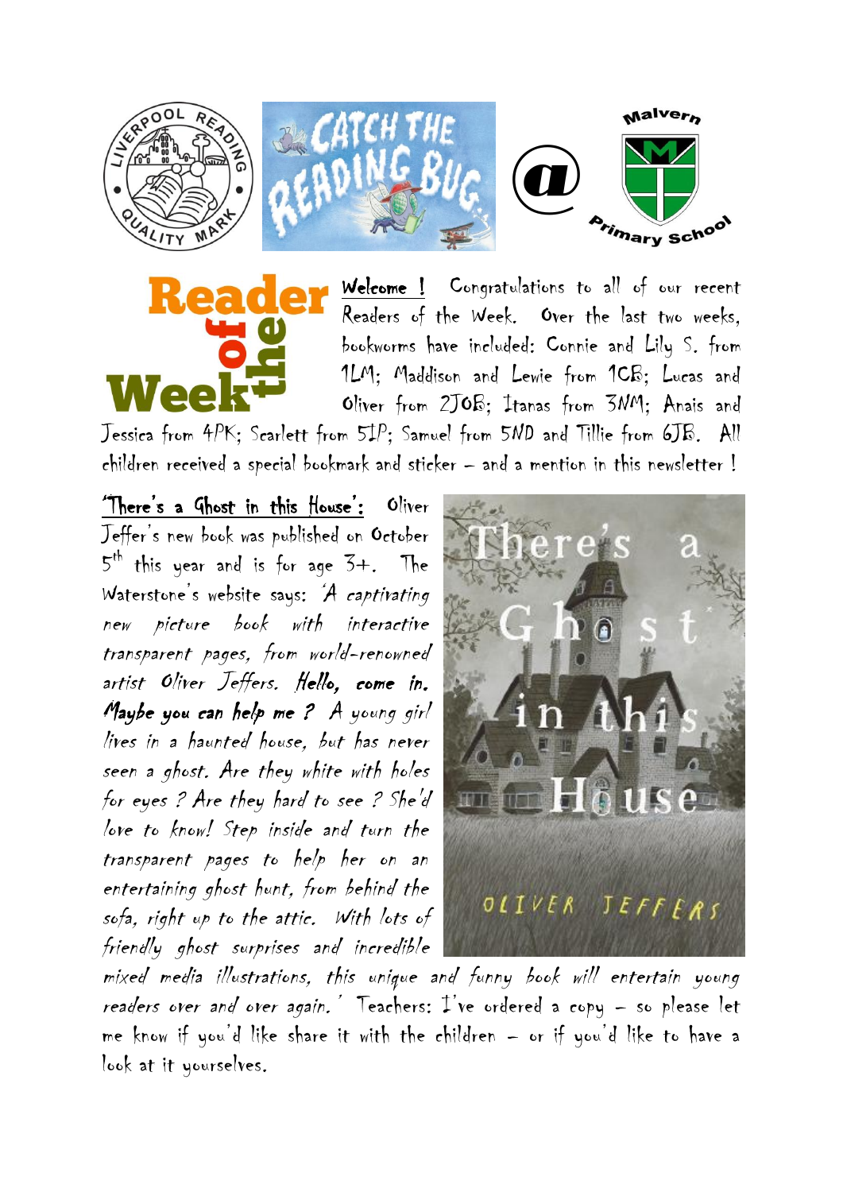**Welcome !** Congratulations to all of our recent Readers of the Week. Over the last two weeks, bookworms have included: Connie and Lily S. from 1LM; Maddison and Lewie from 1CB; Lucas and Oliver from 2JOB; Itanas from 3NM; Anais and Jessica from 4PK; Scarlett from 5IP; Samuel from 5ND and Tillie from 6JB. All children received a special bookmark and sticker – and a mention in this newsletter !

**'There's a Ghost in this House':** Oliver Jeffer's new book was published on October 5th this year and is for age 3+. The Waterstone's website says: *'A captivating new picture book with interactive transparent pages, from world-renowned artist Oliver Jeffers.* ***Hello, come in. Maybe you can help me ?*** *A young girl lives in a haunted house, but has never seen a ghost. Are they white with holes for eyes ? Are they hard to see ? She'd love to know! Step inside and turn the transparent pages to help her on an entertaining ghost hunt, from behind the sofa, right up to the attic. With lots of friendly ghost surprises and incredible mixed media illustrations, this unique and funny book will entertain young readers over and over again.'* Teachers: I've ordered a copy – so please let me know if you'd like share it with the children – or if you'd like to have a look at it yourselves.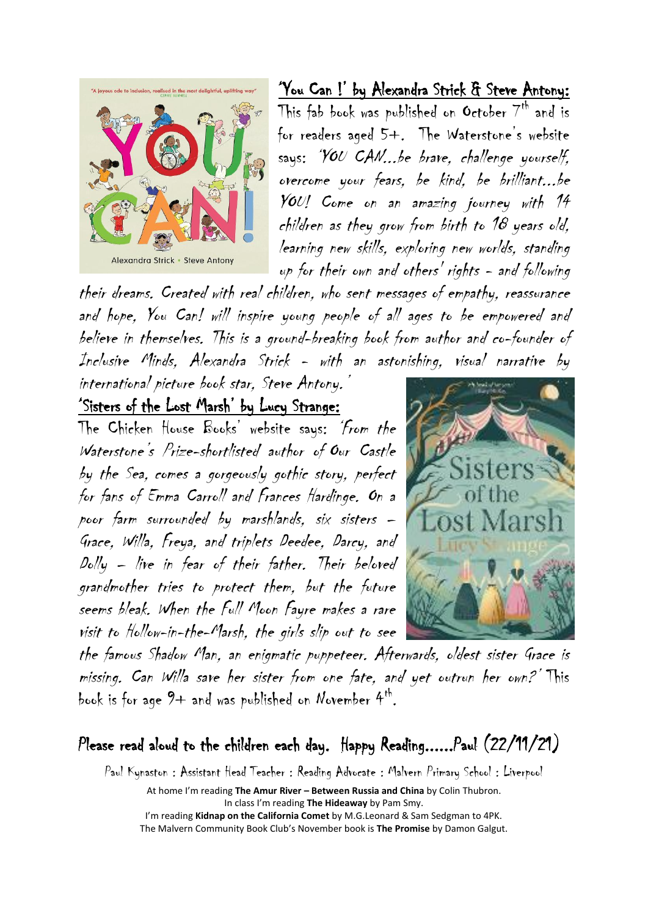## 'You Can !' by Alexandra Strick & Steve Antony:

This fab book was published on October 7th and is for readers aged 5+. The Waterstone's website says: *'YOU CAN…be brave, challenge yourself, overcome your fears, be kind, be brilliant…be YOU! Come on an amazing journey with 14 children as they grow from birth to 18 years old, learning new skills, exploring new worlds, standing up for their own and others' rights – and following their dreams. Created with real children, who sent messages of empathy, reassurance and hope, You Can! will inspire young people of all ages to be empowered and believe in themselves. This is a ground-breaking book from author and co-founder of Inclusive Minds, Alexandra Strick – with an astonishing, visual narrative by international picture book star, Steve Antony.'*

## 'Sisters of the Lost Marsh' by Lucy Strange:

The Chicken House Books' website says: *'From the Waterstone's Prize-shortlisted author of Our Castle by the Sea, comes a gorgeously gothic story, perfect for fans of Emma Carroll and Frances Hardinge. On a poor farm surrounded by marshlands, six sisters – Grace, Willa, Freya, and triplets Deedee, Darcy, and Dolly – live in fear of their father. Their beloved grandmother tries to protect them, but the future seems bleak. When the Full Moon Fayre makes a rare visit to Hollow-in-the-Marsh, the girls slip out to see the famous Shadow Man, an enigmatic puppeteer. Afterwards, oldest sister Grace is missing. Can Willa save her sister from one fate, and yet outrun her own?'* This book is for age 9+ and was published on November 4th.

## Please read aloud to the children each day. Happy Reading……Paul (22/11/21)

Paul Kynaston : Assistant Head Teacher : Reading Advocate : Malvern Primary School : Liverpool

At home I'm reading **The Amur River – Between Russia and China** by Colin Thubron.
In class I'm reading **The Hideaway** by Pam Smy.
I'm reading **Kidnap on the California Comet** by M.G.Leonard & Sam Sedgman to 4PK.
The Malvern Community Book Club's November book is **The Promise** by Damon Galgut.